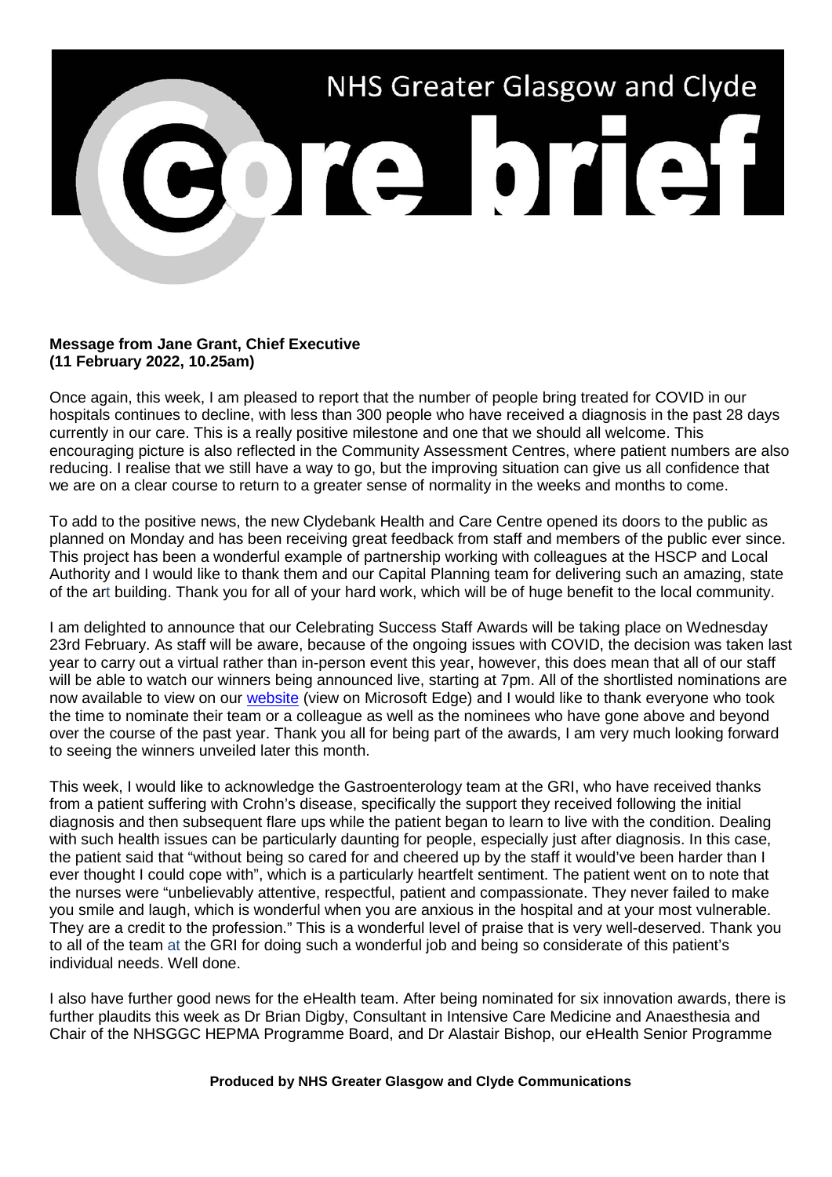# NHS Greater Glasgow and Clyde

# core brief

**Message from Jane Grant, Chief Executive**
**(11 February 2022, 10.25am)**

Once again, this week, I am pleased to report that the number of people bring treated for COVID in our hospitals continues to decline, with less than 300 people who have received a diagnosis in the past 28 days currently in our care. This is a really positive milestone and one that we should all welcome. This encouraging picture is also reflected in the Community Assessment Centres, where patient numbers are also reducing. I realise that we still have a way to go, but the improving situation can give us all confidence that we are on a clear course to return to a greater sense of normality in the weeks and months to come.

To add to the positive news, the new Clydebank Health and Care Centre opened its doors to the public as planned on Monday and has been receiving great feedback from staff and members of the public ever since. This project has been a wonderful example of partnership working with colleagues at the HSCP and Local Authority and I would like to thank them and our Capital Planning team for delivering such an amazing, state of the art building. Thank you for all of your hard work, which will be of huge benefit to the local community.

I am delighted to announce that our Celebrating Success Staff Awards will be taking place on Wednesday 23rd February. As staff will be aware, because of the ongoing issues with COVID, the decision was taken last year to carry out a virtual rather than in-person event this year, however, this does mean that all of our staff will be able to watch our winners being announced live, starting at 7pm. All of the shortlisted nominations are now available to view on our website (view on Microsoft Edge) and I would like to thank everyone who took the time to nominate their team or a colleague as well as the nominees who have gone above and beyond over the course of the past year. Thank you all for being part of the awards, I am very much looking forward to seeing the winners unveiled later this month.

This week, I would like to acknowledge the Gastroenterology team at the GRI, who have received thanks from a patient suffering with Crohn's disease, specifically the support they received following the initial diagnosis and then subsequent flare ups while the patient began to learn to live with the condition. Dealing with such health issues can be particularly daunting for people, especially just after diagnosis. In this case, the patient said that "without being so cared for and cheered up by the staff it would've been harder than I ever thought I could cope with", which is a particularly heartfelt sentiment. The patient went on to note that the nurses were "unbelievably attentive, respectful, patient and compassionate. They never failed to make you smile and laugh, which is wonderful when you are anxious in the hospital and at your most vulnerable. They are a credit to the profession." This is a wonderful level of praise that is very well-deserved. Thank you to all of the team at the GRI for doing such a wonderful job and being so considerate of this patient's individual needs. Well done.

I also have further good news for the eHealth team. After being nominated for six innovation awards, there is further plaudits this week as Dr Brian Digby, Consultant in Intensive Care Medicine and Anaesthesia and Chair of the NHSGGC HEPMA Programme Board, and Dr Alastair Bishop, our eHealth Senior Programme

**Produced by NHS Greater Glasgow and Clyde Communications**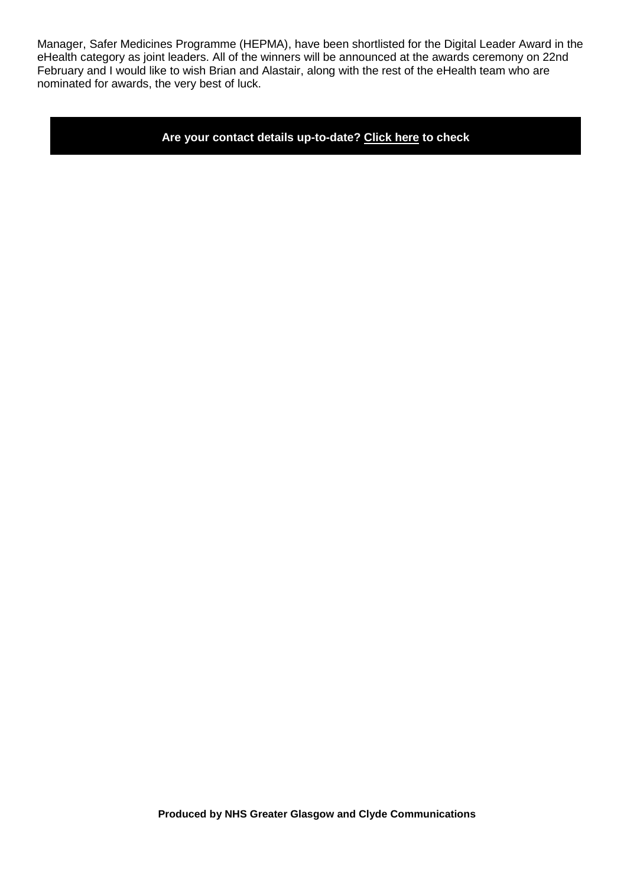Manager, Safer Medicines Programme (HEPMA), have been shortlisted for the Digital Leader Award in the eHealth category as joint leaders. All of the winners will be announced at the awards ceremony on 22nd February and I would like to wish Brian and Alastair, along with the rest of the eHealth team who are nominated for awards, the very best of luck.

**Are your contact details up-to-date? Click here to check**

**Produced by NHS Greater Glasgow and Clyde Communications**